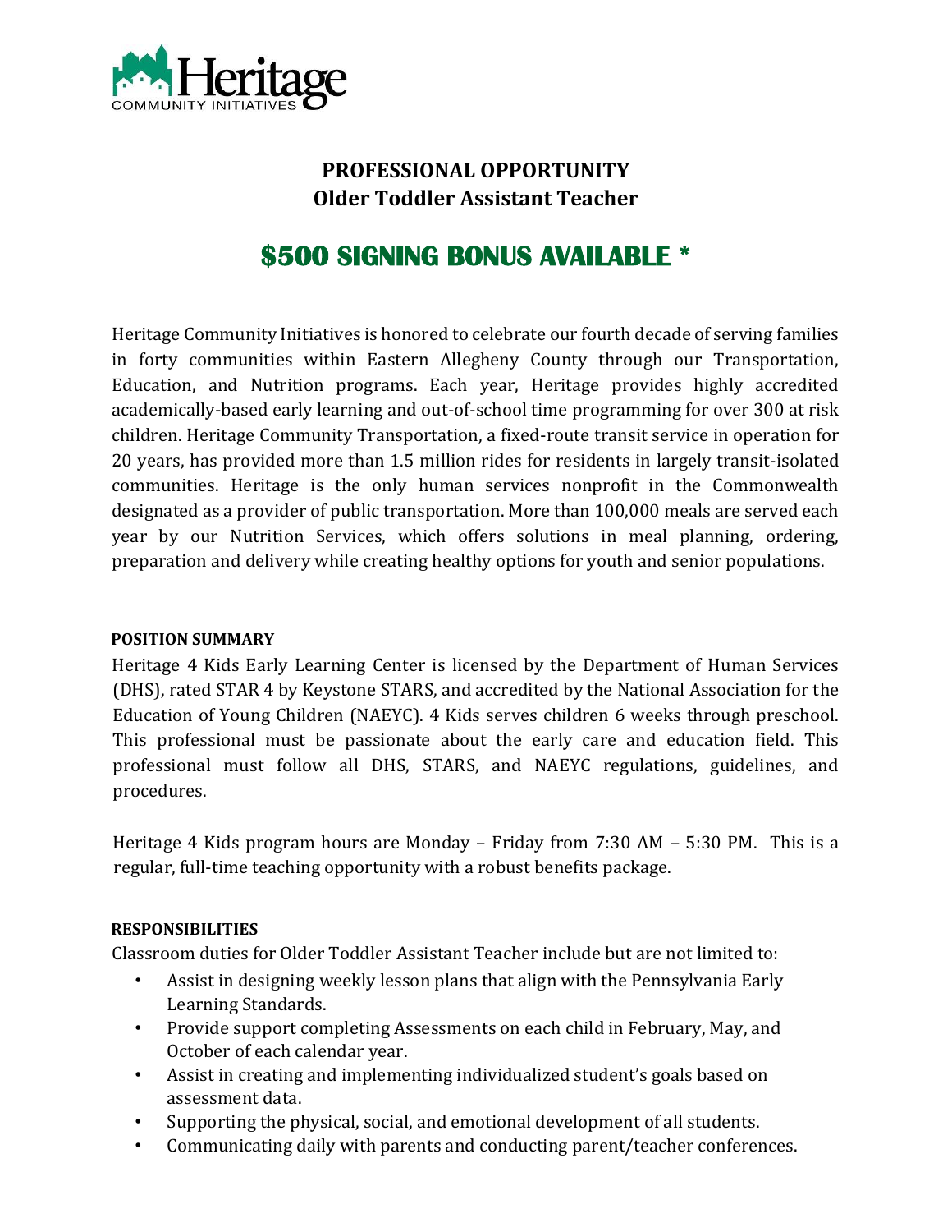Heritage COMMUNITY INITIATIVES

# PROFESSIONAL OPPORTUNITY
# Older Toddler Assistant Teacher

## $500 SIGNING BONUS AVAILABLE *

Heritage Community Initiatives is honored to celebrate our fourth decade of serving families in forty communities within Eastern Allegheny County through our Transportation, Education, and Nutrition programs. Each year, Heritage provides highly accredited academically-based early learning and out-of-school time programming for over 300 at risk children. Heritage Community Transportation, a fixed-route transit service in operation for 20 years, has provided more than 1.5 million rides for residents in largely transit-isolated communities. Heritage is the only human services nonprofit in the Commonwealth designated as a provider of public transportation. More than 100,000 meals are served each year by our Nutrition Services, which offers solutions in meal planning, ordering, preparation and delivery while creating healthy options for youth and senior populations.

**POSITION SUMMARY**

Heritage 4 Kids Early Learning Center is licensed by the Department of Human Services (DHS), rated STAR 4 by Keystone STARS, and accredited by the National Association for the Education of Young Children (NAEYC). 4 Kids serves children 6 weeks through preschool. This professional must be passionate about the early care and education field. This professional must follow all DHS, STARS, and NAEYC regulations, guidelines, and procedures.

Heritage 4 Kids program hours are Monday – Friday from 7:30 AM – 5:30 PM. This is a regular, full-time teaching opportunity with a robust benefits package.

**RESPONSIBILITIES**

Classroom duties for Older Toddler Assistant Teacher include but are not limited to:

- Assist in designing weekly lesson plans that align with the Pennsylvania Early Learning Standards.
- Provide support completing Assessments on each child in February, May, and October of each calendar year.
- Assist in creating and implementing individualized student's goals based on assessment data.
- Supporting the physical, social, and emotional development of all students.
- Communicating daily with parents and conducting parent/teacher conferences.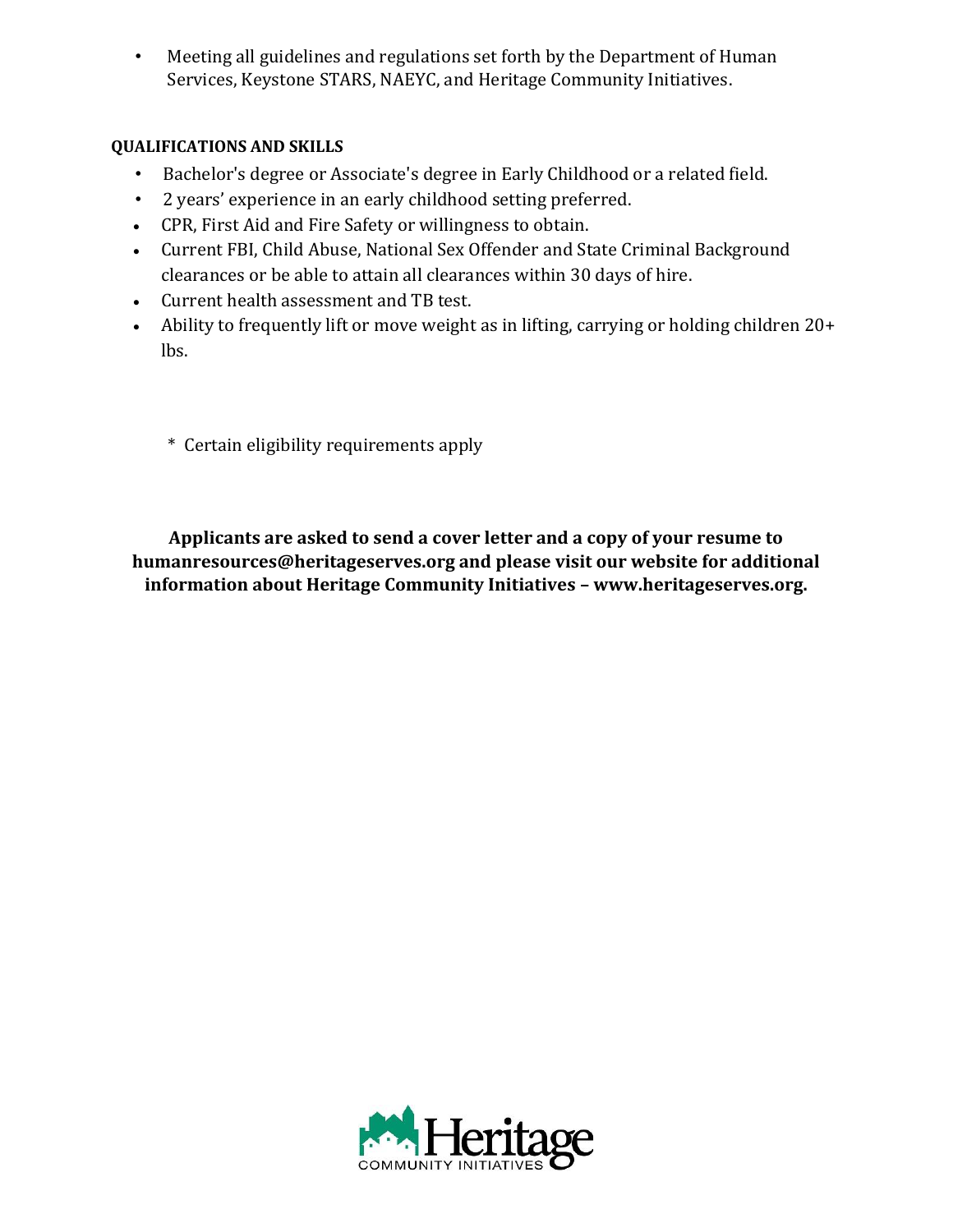- Meeting all guidelines and regulations set forth by the Department of Human Services, Keystone STARS, NAEYC, and Heritage Community Initiatives.

**QUALIFICATIONS AND SKILLS**

- Bachelor's degree or Associate's degree in Early Childhood or a related field.
- 2 years' experience in an early childhood setting preferred.
- CPR, First Aid and Fire Safety or willingness to obtain.
- Current FBI, Child Abuse, National Sex Offender and State Criminal Background clearances or be able to attain all clearances within 30 days of hire.
- Current health assessment and TB test.
- Ability to frequently lift or move weight as in lifting, carrying or holding children 20+ lbs.

\* Certain eligibility requirements apply

**Applicants are asked to send a cover letter and a copy of your resume to humanresources@heritageserves.org and please visit our website for additional information about Heritage Community Initiatives – www.heritageserves.org.**

Heritage COMMUNITY INITIATIVES